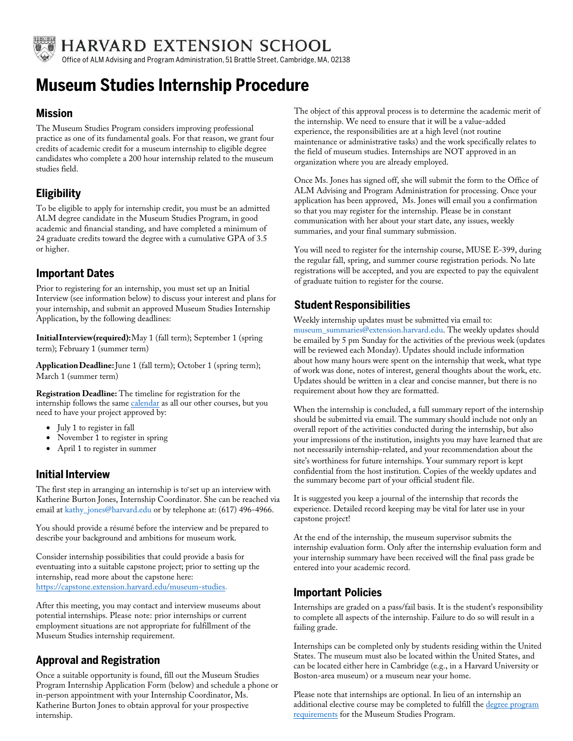HARVARD EXTENSION SCHOOL

Office of ALM Advising and Program Administration, 51 Brattle Street, Cambridge, MA, 02138

# Museum Studies Internship Procedure

## Mission

The Museum Studies Program considers improving professional practice as one of its fundamental goals. For that reason, we grant four credits of academic credit for a museum internship to eligible degree candidates who complete a 200 hour internship related to the museum studies field.

## Eligibility

To be eligible to apply for internship credit, you must be an admitted ALM degree candidate in the Museum Studies Program, in good academic and financial standing, and have completed a minimum of 24 graduate credits toward the degree with a cumulative GPA of 3.5 or higher.

## Important Dates

Prior to registering for an internship, you must set up an Initial Interview (see information below) to discuss your interest and plans for your internship, and submit an approved Museum Studies Internship Application, by the following deadlines:

**Initial Interview (required):** May 1 (fall term); September 1 (spring term); February 1 (summer term)

**Application Deadline:** June 1 (fall term); October 1 (spring term); March 1 (summer term)

**Registration Deadline:** The timeline for registration for the internship follows the same calendar as all our other courses, but you need to have your project approved by:

- July 1 to register in fall
- November 1 to register in spring
- April 1 to register in summer

## Initial Interview

The first step in arranging an internship is to set up an interview with Katherine Burton Jones, Internship Coordinator. She can be reached via email at kathy_jones@harvard.edu or by telephone at: (617) 496-4966.

You should provide a résumé before the interview and be prepared to describe your background and ambitions for museum work.

Consider internship possibilities that could provide a basis for eventuating into a suitable capstone project; prior to setting up the internship, read more about the capstone here: https://capstone.extension.harvard.edu/museum-studies.

After this meeting, you may contact and interview museums about potential internships. Please note: prior internships or current employment situations are not appropriate for fulfillment of the Museum Studies internship requirement.

## Approval and Registration

Once a suitable opportunity is found, fill out the Museum Studies Program Internship Application Form (below) and schedule a phone or in-person appointment with your Internship Coordinator, Ms. Katherine Burton Jones to obtain approval for your prospective internship.

The object of this approval process is to determine the academic merit of the internship. We need to ensure that it will be a value-added experience, the responsibilities are at a high level (not routine maintenance or administrative tasks) and the work specifically relates to the field of museum studies. Internships are NOT approved in an organization where you are already employed.

Once Ms. Jones has signed off, she will submit the form to the Office of ALM Advising and Program Administration for processing. Once your application has been approved, Ms. Jones will email you a confirmation so that you may register for the internship. Please be in constant communication with her about your start date, any issues, weekly summaries, and your final summary submission.

You will need to register for the internship course, MUSE E-399, during the regular fall, spring, and summer course registration periods. No late registrations will be accepted, and you are expected to pay the equivalent of graduate tuition to register for the course.

## Student Responsibilities

Weekly internship updates must be submitted via email to: museum_summaries@extension.harvard.edu. The weekly updates should be emailed by 5 pm Sunday for the activities of the previous week (updates will be reviewed each Monday). Updates should include information about how many hours were spent on the internship that week, what type of work was done, notes of interest, general thoughts about the work, etc. Updates should be written in a clear and concise manner, but there is no requirement about how they are formatted.

When the internship is concluded, a full summary report of the internship should be submitted via email. The summary should include not only an overall report of the activities conducted during the internship, but also your impressions of the institution, insights you may have learned that are not necessarily internship-related, and your recommendation about the site's worthiness for future internships. Your summary report is kept confidential from the host institution. Copies of the weekly updates and the summary become part of your official student file.

It is suggested you keep a journal of the internship that records the experience. Detailed record keeping may be vital for later use in your capstone project!

At the end of the internship, the museum supervisor submits the internship evaluation form. Only after the internship evaluation form and your internship summary have been received will the final pass grade be entered into your academic record.

## Important Policies

Internships are graded on a pass/fail basis. It is the student's responsibility to complete all aspects of the internship. Failure to do so will result in a failing grade.

Internships can be completed only by students residing within the United States. The museum must also be located within the United States, and can be located either here in Cambridge (e.g., in a Harvard University or Boston-area museum) or a museum near your home.

Please note that internships are optional. In lieu of an internship an additional elective course may be completed to fulfill the degree program requirements for the Museum Studies Program.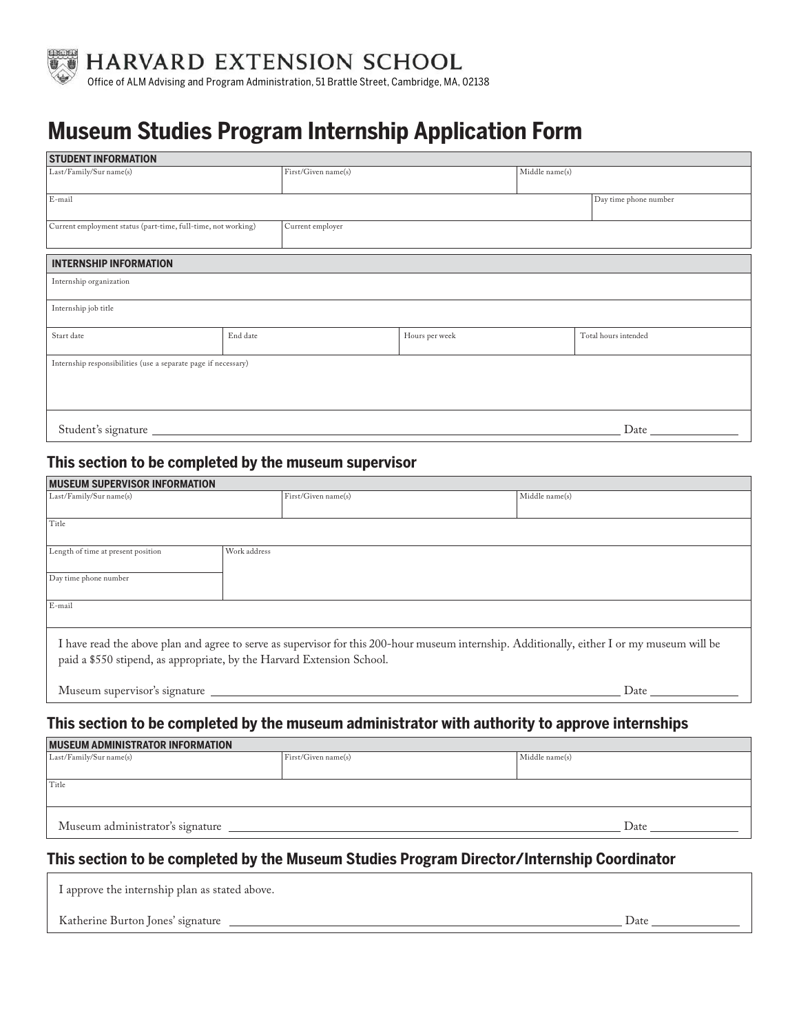HARVARD EXTENSION SCHOOL

Office of ALM Advising and Program Administration, 51 Brattle Street, Cambridge, MA, 02138

# Museum Studies Program Internship Application Form

| STUDENT INFORMATION | | |
|---|---|---|
| Last/Family/Sur name(s) | First/Given name(s) | Middle name(s) |
| E-mail | | Day time phone number |
| Current employment status (part-time, full-time, not working) | Current employer | |

| INTERNSHIP INFORMATION | | | |
|---|---|---|---|
| Internship organization | | | |
| Internship job title | | | |
| Start date | End date | Hours per week | Total hours intended |
| Internship responsibilities (use a separate page if necessary) | | | |

Student's signature ______________________________ Date __________

## This section to be completed by the museum supervisor

| MUSEUM SUPERVISOR INFORMATION | | |
|---|---|---|
| Last/Family/Sur name(s) | First/Given name(s) | Middle name(s) |
| Title | | |
| Length of time at present position | Work address | |
| Day time phone number | | |
| E-mail | | |

I have read the above plan and agree to serve as supervisor for this 200-hour museum internship. Additionally, either I or my museum will be paid a $550 stipend, as appropriate, by the Harvard Extension School.

Museum supervisor's signature ______________________________ Date __________

## This section to be completed by the museum administrator with authority to approve internships

| MUSEUM ADMINISTRATOR INFORMATION | | |
|---|---|---|
| Last/Family/Sur name(s) | First/Given name(s) | Middle name(s) |
| Title | | |

Museum administrator's signature ______________________________ Date __________

## This section to be completed by the Museum Studies Program Director/Internship Coordinator

I approve the internship plan as stated above.

Katherine Burton Jones' signature ______________________________ Date __________